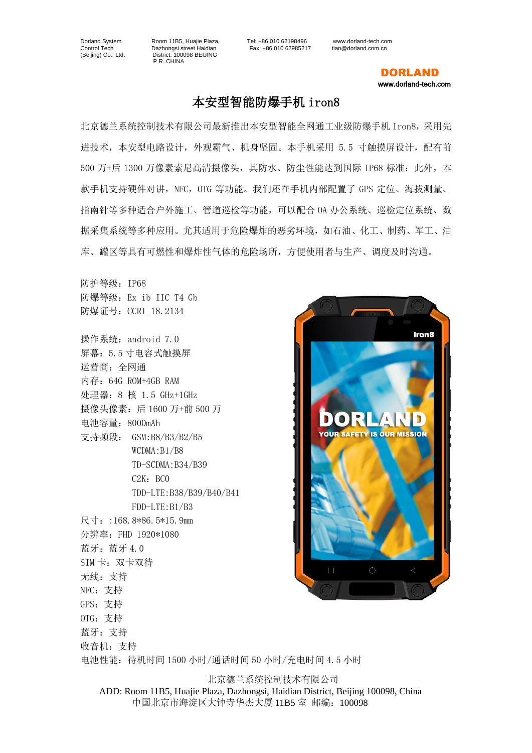Dorland System Control Tech (Beijing) Co., Ltd.  Room 11B5, Huajie Plaza, Dazhongsi street Haidian District. 100098 BEIJING P.R. CHINA  Tel: +86 010 62198496 Fax: +86 010 62985217  www.dorland-tech.com tian@dorland.com.cn

**DORLAND**
www.dorland-tech.com

# 本安型智能防爆手机 iron8

北京德兰系统控制技术有限公司最新推出本安型智能全网通工业级防爆手机 Iron8，采用先进技术，本安型电路设计，外观霸气、机身坚固。本手机采用 5.5 寸触摸屏设计，配有前 500 万+后 1300 万像素索尼高清摄像头，其防水、防尘性能达到国际 IP68 标准；此外，本款手机支持硬件对讲，NFC，OTG 等功能。我们还在手机内部配置了 GPS 定位、海拔测量、指南针等多种适合户外施工、管道巡检等功能，可以配合 OA 办公系统、巡检定位系统、数据采集系统等多种应用。尤其适用于危险爆炸的恶劣环境，如石油、化工、制药、军工、油库、罐区等具有可燃性和爆炸性气体的危险场所，方便使用者与生产、调度及时沟通。

防护等级：IP68
防爆等级：Ex ib IIC T4 Gb
防爆证号：CCRI 18.2134

操作系统：android 7.0
屏幕：5.5 寸电容式触摸屏
运营商：全网通
内存：64G ROM+4GB RAM
处理器：8 核 1.5 GHz+1GHz
摄像头像素：后 1600 万+前 500 万
电池容量：8000mAh
支持频段：
GSM:B8/B3/B2/B5
WCDMA:B1/B8
TD-SCDMA:B34/B39
C2K：BC0
TDD-LTE:B38/B39/B40/B41
FDD-LTE:B1/B3
尺寸：:168.8*86.5*15.9mm
分辨率：FHD 1920*1080
蓝牙：蓝牙 4.0
SIM 卡：双卡双待
无线：支持
NFC：支持
GPS：支持
OTG：支持
蓝牙：支持
收音机：支持
电池性能：待机时间 1500 小时/通话时间 50 小时/充电时间 4.5 小时

北京德兰系统控制技术有限公司
ADD: Room 11B5, Huajie Plaza, Dazhongsi, Haidian District, Beijing 100098, China
中国北京市海淀区大钟寺华杰大厦 11B5 室 邮编：100098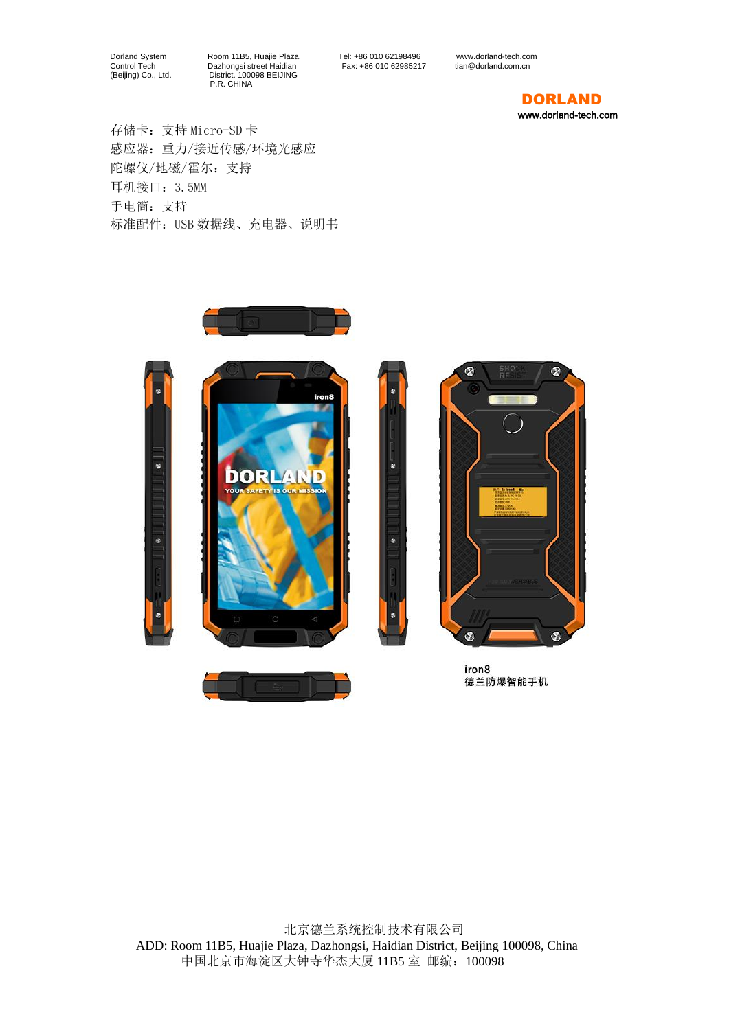存储卡：支持 Micro-SD 卡
感应器：重力/接近传感/环境光感应
陀螺仪/地磁/霍尔：支持
耳机接口：3.5MM
手电筒：支持
标准配件：USB 数据线、充电器、说明书

iron8
德兰防爆智能手机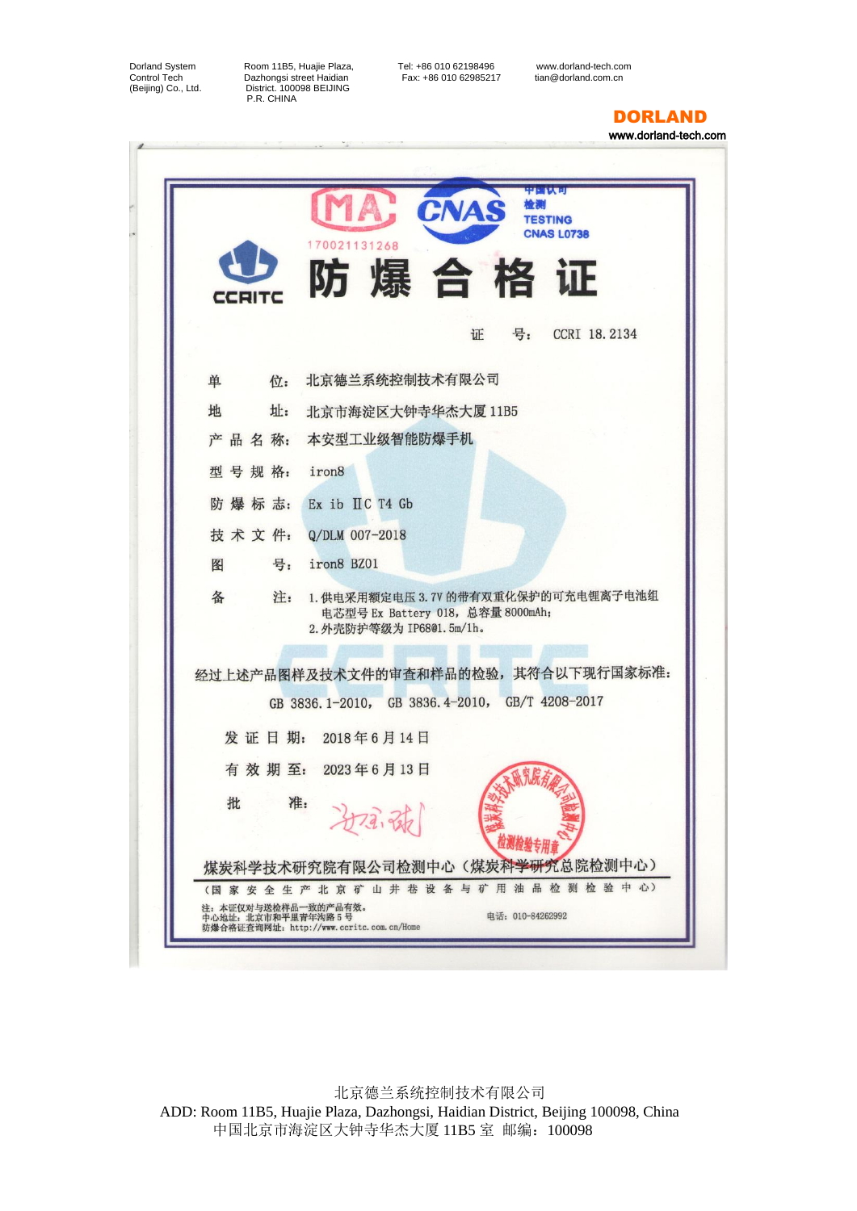Dorland System Control Tech (Beijing) Co., Ltd.

Room 11B5, Huajie Plaza, Dazhongsi street Haidian District. 100098 BEIJING P.R. CHINA

Tel: +86 010 62198496
Fax: +86 010 62985217

www.dorland-tech.com
tian@dorland.com.cn

**DORLAND**
www.dorland-tech.com

MA 170021131268

CNAS 中国认可 检测 TESTING CNAS L0738

CCRITC

# 防 爆 合 格 证

证　　号：CCRI 18.2134

单　　位：北京德兰系统控制技术有限公司

地　　址：北京市海淀区大钟寺华杰大厦 11B5

产 品 名 称：本安型工业级智能防爆手机

型 号 规 格：iron8

防 爆 标 志：Ex ib ⅡC T4 Gb

技 术 文 件：Q/DLM 007-2018

图　　号：iron8 BZ01

备　　注：1.供电采用额定电压 3.7V 的带有双重化保护的可充电锂离子电池组电芯型号 Ex Battery 018，总容量 8000mAh；
2.外壳防护等级为 IP68@1.5m/1h。

经过上述产品图样及技术文件的审查和样品的检验，其符合以下现行国家标准：

GB 3836.1-2010，GB 3836.4-2010，GB/T 4208-2017

发 证 日 期：2018 年 6 月 14 日

有 效 期 至：2023 年 6 月 13 日

批　　准：

煤炭科学技术研究院有限公司检测中心（煤炭科学研究总院检测中心）

（国 家 安 全 生 产 北 京 矿 山 井 巷 设 备 与 矿 用 油 品 检 测 检 验 中 心）

注：本证仅对与送检样品一致的产品有效。
中心地址：北京市和平里青年沟路 5 号
防爆合格证查询网址：http://www.ccritc.com.cn/Home

电话：010-84262992

北京德兰系统控制技术有限公司
ADD: Room 11B5, Huajie Plaza, Dazhongsi, Haidian District, Beijing 100098, China
中国北京市海淀区大钟寺华杰大厦 11B5 室　邮编：100098